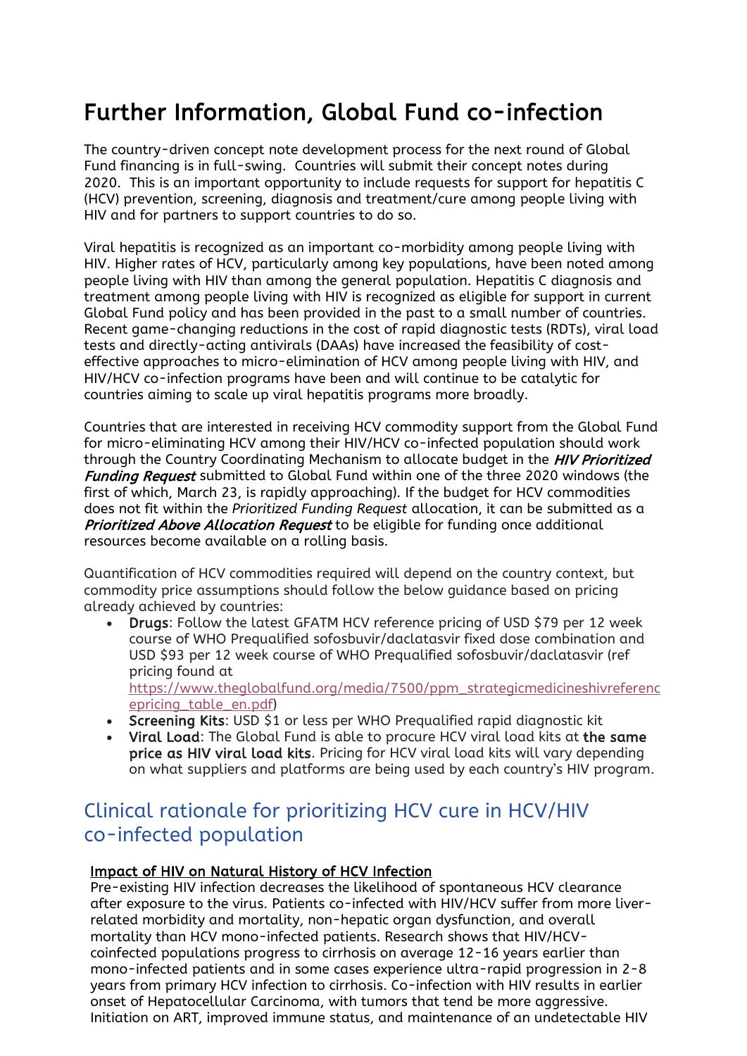# Further Information, Global Fund co-infection

The country-driven concept note development process for the next round of Global Fund financing is in full-swing. Countries will submit their concept notes during 2020. This is an important opportunity to include requests for support for hepatitis C (HCV) prevention, screening, diagnosis and treatment/cure among people living with HIV and for partners to support countries to do so.

Viral hepatitis is recognized as an important co-morbidity among people living with HIV. Higher rates of HCV, particularly among key populations, have been noted among people living with HIV than among the general population. Hepatitis C diagnosis and treatment among people living with HIV is recognized as eligible for support in current Global Fund policy and has been provided in the past to a small number of countries. Recent game-changing reductions in the cost of rapid diagnostic tests (RDTs), viral load tests and directly-acting antivirals (DAAs) have increased the feasibility of cost-effective approaches to micro-elimination of HCV among people living with HIV, and HIV/HCV co-infection programs have been and will continue to be catalytic for countries aiming to scale up viral hepatitis programs more broadly.

Countries that are interested in receiving HCV commodity support from the Global Fund for micro-eliminating HCV among their HIV/HCV co-infected population should work through the Country Coordinating Mechanism to allocate budget in the ***HIV Prioritized Funding Request*** submitted to Global Fund within one of the three 2020 windows (the first of which, March 23, is rapidly approaching). If the budget for HCV commodities does not fit within the *Prioritized Funding Request* allocation, it can be submitted as a ***Prioritized Above Allocation Request*** to be eligible for funding once additional resources become available on a rolling basis.

Quantification of HCV commodities required will depend on the country context, but commodity price assumptions should follow the below guidance based on pricing already achieved by countries:

- **Drugs**: Follow the latest GFATM HCV reference pricing of USD $79 per 12 week course of WHO Prequalified sofosbuvir/daclatasvir fixed dose combination and USD $93 per 12 week course of WHO Prequalified sofosbuvir/daclatasvir (ref pricing found at [https://www.theglobalfund.org/media/7500/ppm_strategicmedicineshivreferencepricing_table_en.pdf](https://www.theglobalfund.org/media/7500/ppm_strategicmedicineshivreferencepricing_table_en.pdf))
- **Screening Kits**: USD $1 or less per WHO Prequalified rapid diagnostic kit
- **Viral Load**: The Global Fund is able to procure HCV viral load kits at **the same price as HIV viral load kits**. Pricing for HCV viral load kits will vary depending on what suppliers and platforms are being used by each country's HIV program.

## Clinical rationale for prioritizing HCV cure in HCV/HIV co-infected population

### Impact of HIV on Natural History of HCV Infection

Pre-existing HIV infection decreases the likelihood of spontaneous HCV clearance after exposure to the virus. Patients co-infected with HIV/HCV suffer from more liver-related morbidity and mortality, non-hepatic organ dysfunction, and overall mortality than HCV mono-infected patients. Research shows that HIV/HCV-coinfected populations progress to cirrhosis on average 12-16 years earlier than mono-infected patients and in some cases experience ultra-rapid progression in 2-8 years from primary HCV infection to cirrhosis. Co-infection with HIV results in earlier onset of Hepatocellular Carcinoma, with tumors that tend be more aggressive. Initiation on ART, improved immune status, and maintenance of an undetectable HIV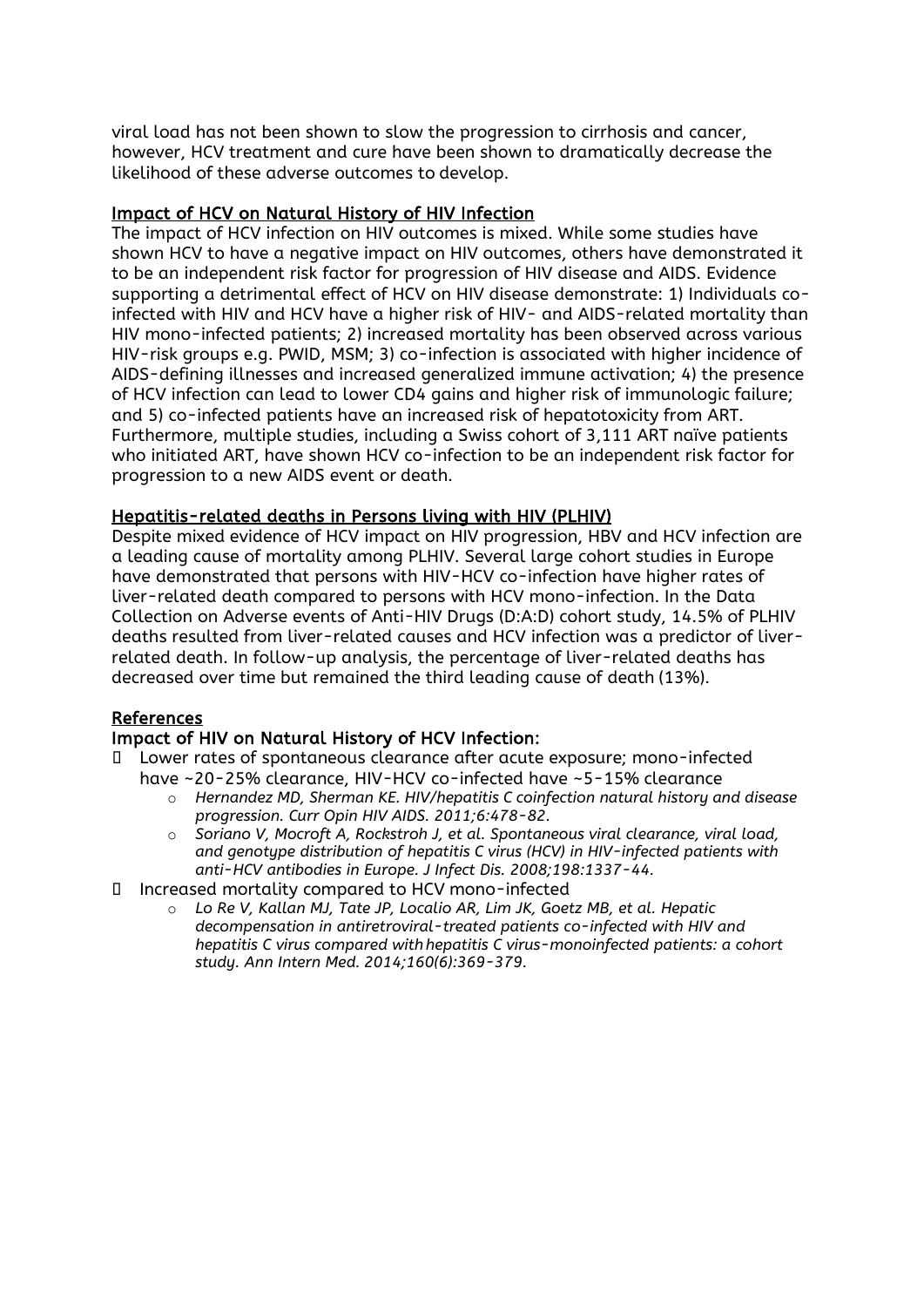viral load has not been shown to slow the progression to cirrhosis and cancer, however, HCV treatment and cure have been shown to dramatically decrease the likelihood of these adverse outcomes to develop.

## Impact of HCV on Natural History of HIV Infection

The impact of HCV infection on HIV outcomes is mixed. While some studies have shown HCV to have a negative impact on HIV outcomes, others have demonstrated it to be an independent risk factor for progression of HIV disease and AIDS. Evidence supporting a detrimental effect of HCV on HIV disease demonstrate: 1) Individuals co-infected with HIV and HCV have a higher risk of HIV- and AIDS-related mortality than HIV mono-infected patients; 2) increased mortality has been observed across various HIV-risk groups e.g. PWID, MSM; 3) co-infection is associated with higher incidence of AIDS-defining illnesses and increased generalized immune activation; 4) the presence of HCV infection can lead to lower CD4 gains and higher risk of immunologic failure; and 5) co-infected patients have an increased risk of hepatotoxicity from ART. Furthermore, multiple studies, including a Swiss cohort of 3,111 ART naïve patients who initiated ART, have shown HCV co-infection to be an independent risk factor for progression to a new AIDS event or death.

## Hepatitis-related deaths in Persons living with HIV (PLHIV)

Despite mixed evidence of HCV impact on HIV progression, HBV and HCV infection are a leading cause of mortality among PLHIV. Several large cohort studies in Europe have demonstrated that persons with HIV-HCV co-infection have higher rates of liver-related death compared to persons with HCV mono-infection. In the Data Collection on Adverse events of Anti-HIV Drugs (D:A:D) cohort study, 14.5% of PLHIV deaths resulted from liver-related causes and HCV infection was a predictor of liver-related death. In follow-up analysis, the percentage of liver-related deaths has decreased over time but remained the third leading cause of death (13%).

## References

### Impact of HIV on Natural History of HCV Infection:

- Lower rates of spontaneous clearance after acute exposure; mono-infected have ~20-25% clearance, HIV-HCV co-infected have ~5-15% clearance
  - *Hernandez MD, Sherman KE. HIV/hepatitis C coinfection natural history and disease progression. Curr Opin HIV AIDS. 2011;6:478-82.*
  - *Soriano V, Mocroft A, Rockstroh J, et al. Spontaneous viral clearance, viral load, and genotype distribution of hepatitis C virus (HCV) in HIV-infected patients with anti-HCV antibodies in Europe. J Infect Dis. 2008;198:1337-44.*
- Increased mortality compared to HCV mono-infected
  - *Lo Re V, Kallan MJ, Tate JP, Localio AR, Lim JK, Goetz MB, et al. Hepatic decompensation in antiretroviral-treated patients co-infected with HIV and hepatitis C virus compared with hepatitis C virus-monoinfected patients: a cohort study. Ann Intern Med. 2014;160(6):369-379.*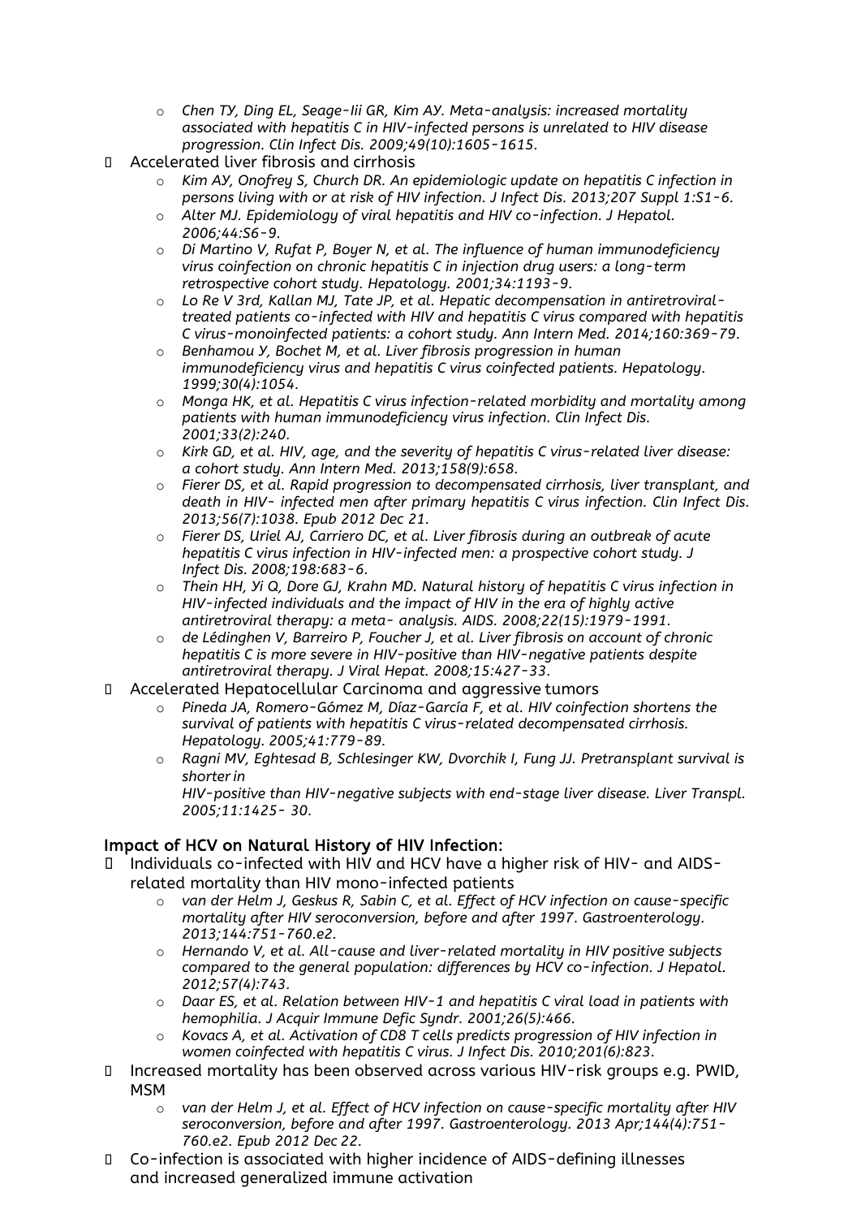- *Chen TY, Ding EL, Seage-Iii GR, Kim AY. Meta-analysis: increased mortality associated with hepatitis C in HIV-infected persons is unrelated to HIV disease progression. Clin Infect Dis. 2009;49(10):1605-1615.*

- Accelerated liver fibrosis and cirrhosis
   - *Kim AY, Onofrey S, Church DR. An epidemiologic update on hepatitis C infection in persons living with or at risk of HIV infection. J Infect Dis. 2013;207 Suppl 1:S1-6.*
   - *Alter MJ. Epidemiology of viral hepatitis and HIV co-infection. J Hepatol. 2006;44:S6-9.*
   - *Di Martino V, Rufat P, Boyer N, et al. The influence of human immunodeficiency virus coinfection on chronic hepatitis C in injection drug users: a long-term retrospective cohort study. Hepatology. 2001;34:1193-9.*
   - *Lo Re V 3rd, Kallan MJ, Tate JP, et al. Hepatic decompensation in antiretroviral-treated patients co-infected with HIV and hepatitis C virus compared with hepatitis C virus-monoinfected patients: a cohort study. Ann Intern Med. 2014;160:369-79.*
   - *Benhamou Y, Bochet M, et al. Liver fibrosis progression in human immunodeficiency virus and hepatitis C virus coinfected patients. Hepatology. 1999;30(4):1054.*
   - *Monga HK, et al. Hepatitis C virus infection-related morbidity and mortality among patients with human immunodeficiency virus infection. Clin Infect Dis. 2001;33(2):240.*
   - *Kirk GD, et al. HIV, age, and the severity of hepatitis C virus-related liver disease: a cohort study. Ann Intern Med. 2013;158(9):658.*
   - *Fierer DS, et al. Rapid progression to decompensated cirrhosis, liver transplant, and death in HIV- infected men after primary hepatitis C virus infection. Clin Infect Dis. 2013;56(7):1038. Epub 2012 Dec 21.*
   - *Fierer DS, Uriel AJ, Carriero DC, et al. Liver fibrosis during an outbreak of acute hepatitis C virus infection in HIV-infected men: a prospective cohort study. J Infect Dis. 2008;198:683-6.*
   - *Thein HH, Yi Q, Dore GJ, Krahn MD. Natural history of hepatitis C virus infection in HIV-infected individuals and the impact of HIV in the era of highly active antiretroviral therapy: a meta- analysis. AIDS. 2008;22(15):1979-1991.*
   - *de Lédinghen V, Barreiro P, Foucher J, et al. Liver fibrosis on account of chronic hepatitis C is more severe in HIV-positive than HIV-negative patients despite antiretroviral therapy. J Viral Hepat. 2008;15:427-33.*

- Accelerated Hepatocellular Carcinoma and aggressive tumors
   - *Pineda JA, Romero-Gómez M, Díaz-García F, et al. HIV coinfection shortens the survival of patients with hepatitis C virus-related decompensated cirrhosis. Hepatology. 2005;41:779-89.*
   - *Ragni MV, Eghtesad B, Schlesinger KW, Dvorchik I, Fung JJ. Pretransplant survival is shorter in HIV-positive than HIV-negative subjects with end-stage liver disease. Liver Transpl. 2005;11:1425- 30.*

## Impact of HCV on Natural History of HIV Infection:

- Individuals co-infected with HIV and HCV have a higher risk of HIV- and AIDS-related mortality than HIV mono-infected patients
   - *van der Helm J, Geskus R, Sabin C, et al. Effect of HCV infection on cause-specific mortality after HIV seroconversion, before and after 1997. Gastroenterology. 2013;144:751-760.e2.*
   - *Hernando V, et al. All-cause and liver-related mortality in HIV positive subjects compared to the general population: differences by HCV co-infection. J Hepatol. 2012;57(4):743.*
   - *Daar ES, et al. Relation between HIV-1 and hepatitis C viral load in patients with hemophilia. J Acquir Immune Defic Syndr. 2001;26(5):466.*
   - *Kovacs A, et al. Activation of CD8 T cells predicts progression of HIV infection in women coinfected with hepatitis C virus. J Infect Dis. 2010;201(6):823.*
- Increased mortality has been observed across various HIV-risk groups e.g. PWID, MSM
   - *van der Helm J, et al. Effect of HCV infection on cause-specific mortality after HIV seroconversion, before and after 1997. Gastroenterology. 2013 Apr;144(4):751-760.e2. Epub 2012 Dec 22.*
- Co-infection is associated with higher incidence of AIDS-defining illnesses and increased generalized immune activation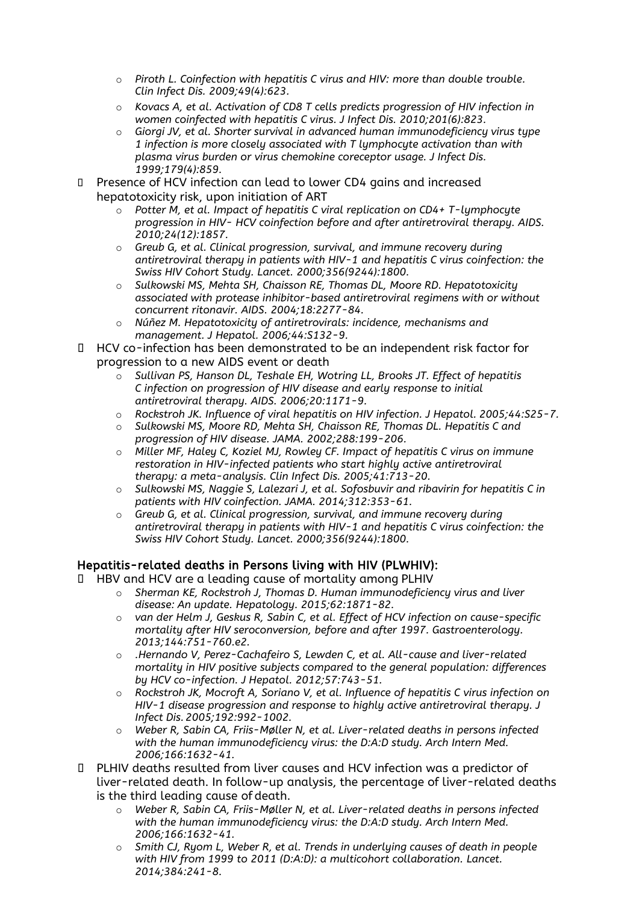- *Piroth L. Coinfection with hepatitis C virus and HIV: more than double trouble. Clin Infect Dis. 2009;49(4):623.*
  - *Kovacs A, et al. Activation of CD8 T cells predicts progression of HIV infection in women coinfected with hepatitis C virus. J Infect Dis. 2010;201(6):823.*
  - *Giorgi JV, et al. Shorter survival in advanced human immunodeficiency virus type 1 infection is more closely associated with T lymphocyte activation than with plasma virus burden or virus chemokine coreceptor usage. J Infect Dis. 1999;179(4):859.*
- Presence of HCV infection can lead to lower CD4 gains and increased hepatotoxicity risk, upon initiation of ART
  - *Potter M, et al. Impact of hepatitis C viral replication on CD4+ T-lymphocyte progression in HIV- HCV coinfection before and after antiretroviral therapy. AIDS. 2010;24(12):1857.*
  - *Greub G, et al. Clinical progression, survival, and immune recovery during antiretroviral therapy in patients with HIV-1 and hepatitis C virus coinfection: the Swiss HIV Cohort Study. Lancet. 2000;356(9244):1800.*
  - *Sulkowski MS, Mehta SH, Chaisson RE, Thomas DL, Moore RD. Hepatotoxicity associated with protease inhibitor-based antiretroviral regimens with or without concurrent ritonavir. AIDS. 2004;18:2277-84.*
  - *Núñez M. Hepatotoxicity of antiretrovirals: incidence, mechanisms and management. J Hepatol. 2006;44:S132-9.*
- HCV co-infection has been demonstrated to be an independent risk factor for progression to a new AIDS event or death
  - *Sullivan PS, Hanson DL, Teshale EH, Wotring LL, Brooks JT. Effect of hepatitis C infection on progression of HIV disease and early response to initial antiretroviral therapy. AIDS. 2006;20:1171-9.*
  - *Rockstroh JK. Influence of viral hepatitis on HIV infection. J Hepatol. 2005;44:S25-7.*
  - *Sulkowski MS, Moore RD, Mehta SH, Chaisson RE, Thomas DL. Hepatitis C and progression of HIV disease. JAMA. 2002;288:199-206.*
  - *Miller MF, Haley C, Koziel MJ, Rowley CF. Impact of hepatitis C virus on immune restoration in HIV-infected patients who start highly active antiretroviral therapy: a meta-analysis. Clin Infect Dis. 2005;41:713-20.*
  - *Sulkowski MS, Naggie S, Lalezari J, et al. Sofosbuvir and ribavirin for hepatitis C in patients with HIV coinfection. JAMA. 2014;312:353-61.*
  - *Greub G, et al. Clinical progression, survival, and immune recovery during antiretroviral therapy in patients with HIV-1 and hepatitis C virus coinfection: the Swiss HIV Cohort Study. Lancet. 2000;356(9244):1800.*

### Hepatitis-related deaths in Persons living with HIV (PLWHIV):

- HBV and HCV are a leading cause of mortality among PLHIV
  - *Sherman KE, Rockstroh J, Thomas D. Human immunodeficiency virus and liver disease: An update. Hepatology. 2015;62:1871-82.*
  - *van der Helm J, Geskus R, Sabin C, et al. Effect of HCV infection on cause-specific mortality after HIV seroconversion, before and after 1997. Gastroenterology. 2013;144:751-760.e2.*
  - *.Hernando V, Perez-Cachafeiro S, Lewden C, et al. All-cause and liver-related mortality in HIV positive subjects compared to the general population: differences by HCV co-infection. J Hepatol. 2012;57:743-51.*
  - *Rockstroh JK, Mocroft A, Soriano V, et al. Influence of hepatitis C virus infection on HIV-1 disease progression and response to highly active antiretroviral therapy. J Infect Dis. 2005;192:992-1002.*
  - *Weber R, Sabin CA, Friis-Møller N, et al. Liver-related deaths in persons infected with the human immunodeficiency virus: the D:A:D study. Arch Intern Med. 2006;166:1632-41.*
- PLHIV deaths resulted from liver causes and HCV infection was a predictor of liver-related death. In follow-up analysis, the percentage of liver-related deaths is the third leading cause of death.
  - *Weber R, Sabin CA, Friis-Møller N, et al. Liver-related deaths in persons infected with the human immunodeficiency virus: the D:A:D study. Arch Intern Med. 2006;166:1632-41.*
  - *Smith CJ, Ryom L, Weber R, et al. Trends in underlying causes of death in people with HIV from 1999 to 2011 (D:A:D): a multicohort collaboration. Lancet. 2014;384:241-8.*